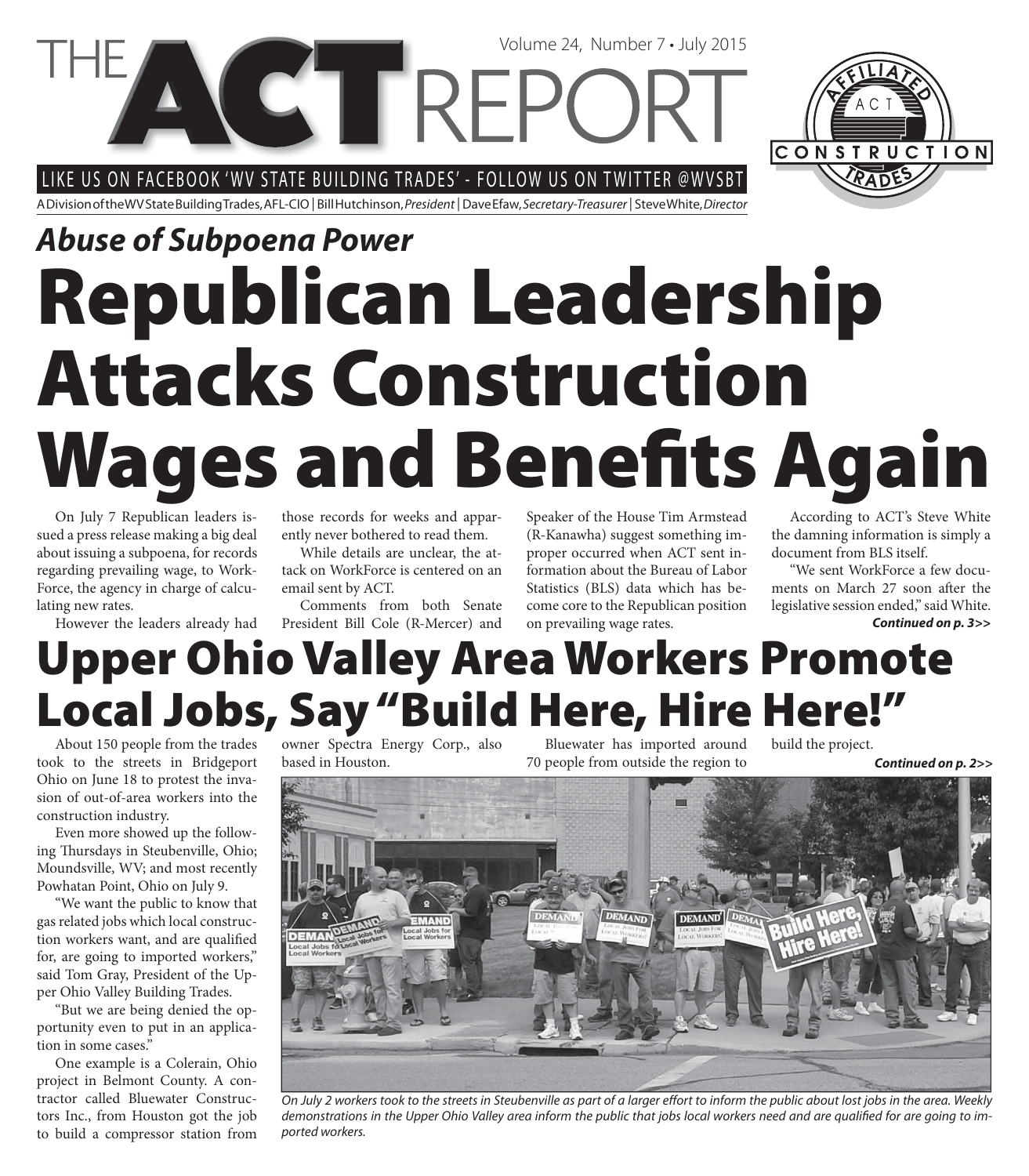# THE ACT REPORT

Volume 24, Number 7 • July 2015

LIKE US ON FACEBOOK 'WV STATE BUILDING TRADES' - FOLLOW US ON TWITTER @WVSBT

A Division of the WV State Building Trades, AFL-CIO | Bill Hutchinson, *President* | Dave Efaw, *Secretary-Treasurer* | Steve White, *Director*

***Abuse of Subpoena Power***

# Republican Leadership Attacks Construction Wages and Benefits Again

On July 7 Republican leaders issued a press release making a big deal about issuing a subpoena, for records regarding prevailing wage, to WorkForce, the agency in charge of calculating new rates.

However the leaders already had those records for weeks and apparently never bothered to read them.

While details are unclear, the attack on WorkForce is centered on an email sent by ACT.

Comments from both Senate President Bill Cole (R-Mercer) and Speaker of the House Tim Armstead (R-Kanawha) suggest something improper occurred when ACT sent information about the Bureau of Labor Statistics (BLS) data which has become core to the Republican position on prevailing wage rates.

According to ACT's Steve White the damning information is simply a document from BLS itself.

"We sent WorkForce a few documents on March 27 soon after the legislative session ended," said White.

***Continued on p. 3>>***

# Upper Ohio Valley Area Workers Promote Local Jobs, Say "Build Here, Hire Here!"

About 150 people from the trades took to the streets in Bridgeport Ohio on June 18 to protest the invasion of out-of-area workers into the construction industry.

Even more showed up the following Thursdays in Steubenville, Ohio; Moundsville, WV; and most recently Powhatan Point, Ohio on July 9.

"We want the public to know that gas related jobs which local construction workers want, and are qualified for, are going to imported workers," said Tom Gray, President of the Upper Ohio Valley Building Trades.

"But we are being denied the opportunity even to put in an application in some cases."

One example is a Colerain, Ohio project in Belmont County. A contractor called Bluewater Constructors Inc., from Houston got the job to build a compressor station from owner Spectra Energy Corp., also based in Houston.

Bluewater has imported around 70 people from outside the region to build the project.

***Continued on p. 2>>***

*On July 2 workers took to the streets in Steubenville as part of a larger effort to inform the public about lost jobs in the area. Weekly demonstrations in the Upper Ohio Valley area inform the public that jobs local workers need and are qualified for are going to imported workers.*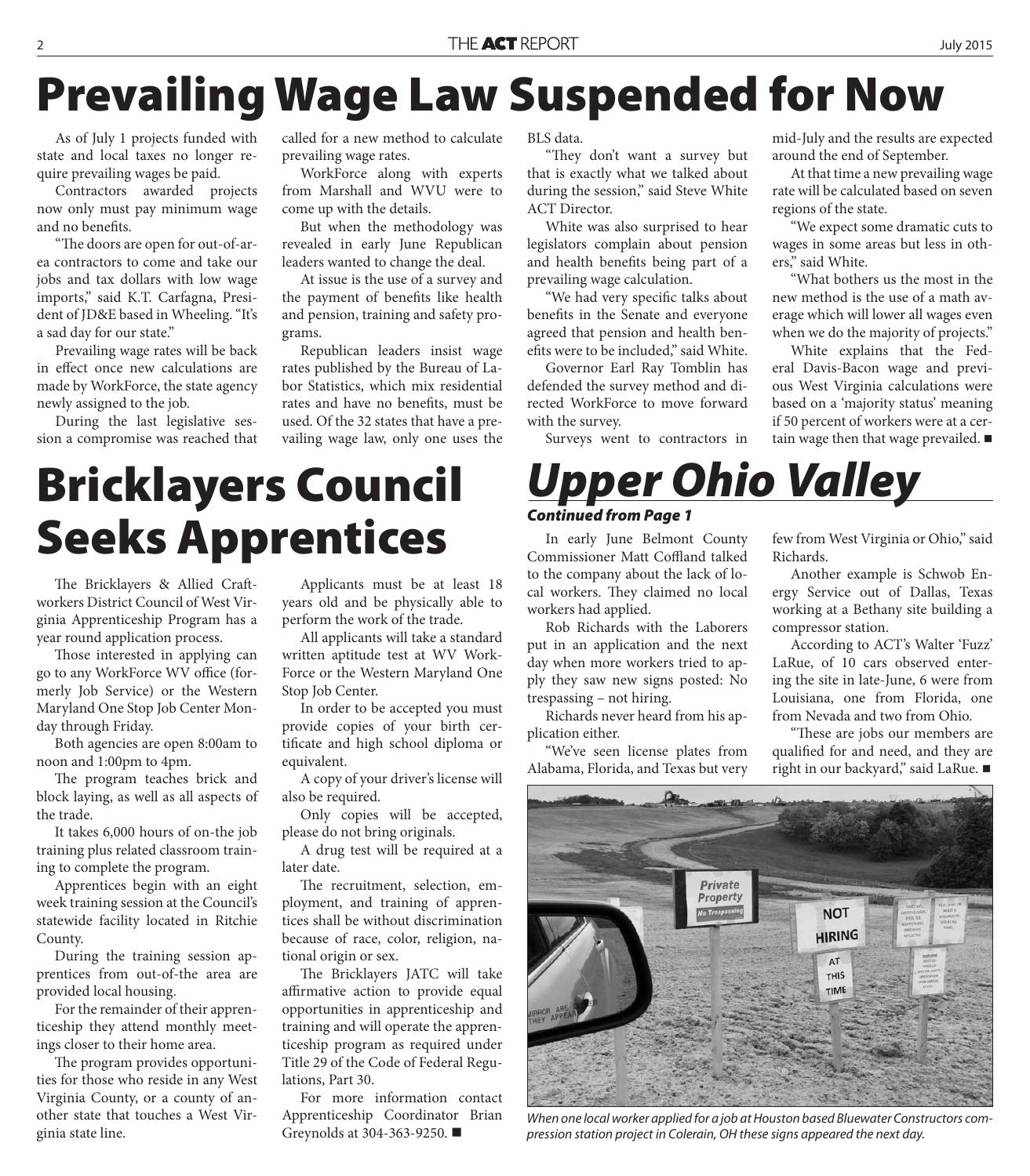# Prevailing Wage Law Suspended for Now

As of July 1 projects funded with state and local taxes no longer require prevailing wages be paid.

Contractors awarded projects now only must pay minimum wage and no benefits.

"The doors are open for out-of-area contractors to come and take our jobs and tax dollars with low wage imports," said K.T. Carfagna, President of JD&E based in Wheeling. "It's a sad day for our state."

Prevailing wage rates will be back in effect once new calculations are made by WorkForce, the state agency newly assigned to the job.

During the last legislative session a compromise was reached that called for a new method to calculate prevailing wage rates.

WorkForce along with experts from Marshall and WVU were to come up with the details.

But when the methodology was revealed in early June Republican leaders wanted to change the deal.

At issue is the use of a survey and the payment of benefits like health and pension, training and safety programs.

Republican leaders insist wage rates published by the Bureau of Labor Statistics, which mix residential rates and have no benefits, must be used. Of the 32 states that have a prevailing wage law, only one uses the BLS data.

"They don't want a survey but that is exactly what we talked about during the session," said Steve White ACT Director.

White was also surprised to hear legislators complain about pension and health benefits being part of a prevailing wage calculation.

"We had very specific talks about benefits in the Senate and everyone agreed that pension and health benefits were to be included," said White.

Governor Earl Ray Tomblin has defended the survey method and directed WorkForce to move forward with the survey.

Surveys went to contractors in mid-July and the results are expected around the end of September.

At that time a new prevailing wage rate will be calculated based on seven regions of the state.

"We expect some dramatic cuts to wages in some areas but less in others," said White.

"What bothers us the most in the new method is the use of a math average which will lower all wages even when we do the majority of projects."

White explains that the Federal Davis-Bacon wage and previous West Virginia calculations were based on a 'majority status' meaning if 50 percent of workers were at a certain wage then that wage prevailed. ■

# Bricklayers Council Seeks Apprentices

The Bricklayers & Allied Craftworkers District Council of West Virginia Apprenticeship Program has a year round application process.

Those interested in applying can go to any WorkForce WV office (formerly Job Service) or the Western Maryland One Stop Job Center Monday through Friday.

Both agencies are open 8:00am to noon and 1:00pm to 4pm.

The program teaches brick and block laying, as well as all aspects of the trade.

It takes 6,000 hours of on-the job training plus related classroom training to complete the program.

Apprentices begin with an eight week training session at the Council's statewide facility located in Ritchie County.

During the training session apprentices from out-of-the area are provided local housing.

For the remainder of their apprenticeship they attend monthly meetings closer to their home area.

The program provides opportunities for those who reside in any West Virginia County, or a county of another state that touches a West Virginia state line.

Applicants must be at least 18 years old and be physically able to perform the work of the trade.

All applicants will take a standard written aptitude test at WV WorkForce or the Western Maryland One Stop Job Center.

In order to be accepted you must provide copies of your birth certificate and high school diploma or equivalent.

A copy of your driver's license will also be required.

Only copies will be accepted, please do not bring originals.

A drug test will be required at a later date.

The recruitment, selection, employment, and training of apprentices shall be without discrimination because of race, color, religion, national origin or sex.

The Bricklayers JATC will take affirmative action to provide equal opportunities in apprenticeship and training and will operate the apprenticeship program as required under Title 29 of the Code of Federal Regulations, Part 30.

For more information contact Apprenticeship Coordinator Brian Greynolds at 304-363-9250. ■

# *Upper Ohio Valley*

***Continued from Page 1***

In early June Belmont County Commissioner Matt Coffland talked to the company about the lack of local workers. They claimed no local workers had applied.

Rob Richards with the Laborers put in an application and the next day when more workers tried to apply they saw new signs posted: No trespassing – not hiring.

Richards never heard from his application either.

"We've seen license plates from Alabama, Florida, and Texas but very few from West Virginia or Ohio," said Richards.

Another example is Schwob Energy Service out of Dallas, Texas working at a Bethany site building a compressor station.

According to ACT's Walter 'Fuzz' LaRue, of 10 cars observed entering the site in late-June, 6 were from Louisiana, one from Florida, one from Nevada and two from Ohio.

"These are jobs our members are qualified for and need, and they are right in our backyard," said LaRue. ■

*When one local worker applied for a job at Houston based Bluewater Constructors compression station project in Colerain, OH these signs appeared the next day.*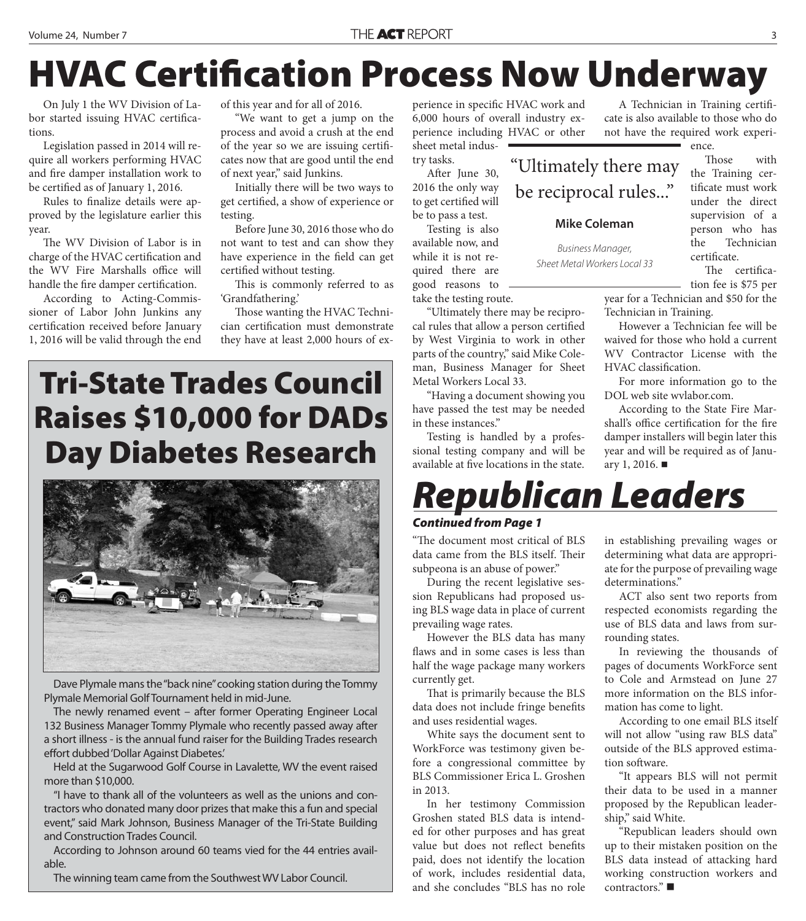# HVAC Certification Process Now Underway

On July 1 the WV Division of Labor started issuing HVAC certifications.

Legislation passed in 2014 will require all workers performing HVAC and fire damper installation work to be certified as of January 1, 2016.

Rules to finalize details were approved by the legislature earlier this year.

The WV Division of Labor is in charge of the HVAC certification and the WV Fire Marshalls office will handle the fire damper certification.

According to Acting-Commissioner of Labor John Junkins any certification received before January 1, 2016 will be valid through the end of this year and for all of 2016.

"We want to get a jump on the process and avoid a crush at the end of the year so we are issuing certificates now that are good until the end of next year," said Junkins.

Initially there will be two ways to get certified, a show of experience or testing.

Before June 30, 2016 those who do not want to test and can show they have experience in the field can get certified without testing.

This is commonly referred to as 'Grandfathering.'

Those wanting the HVAC Technician certification must demonstrate they have at least 2,000 hours of experience in specific HVAC work and 6,000 hours of overall industry experience including HVAC or other sheet metal industry tasks.

After June 30, 2016 the only way to get certified will be to pass a test.

Testing is also available now, and while it is not required there are good reasons to take the testing route.

> "Ultimately there may be reciprocal rules..."
>
> **Mike Coleman**
>
> *Business Manager, Sheet Metal Workers Local 33*

"Ultimately there may be reciprocal rules that allow a person certified by West Virginia to work in other parts of the country," said Mike Coleman, Business Manager for Sheet Metal Workers Local 33.

"Having a document showing you have passed the test may be needed in these instances."

Testing is handled by a professional testing company and will be available at five locations in the state.

A Technician in Training certificate is also available to those who do not have the required work experience.

Those with the Training certificate must work under the direct supervision of a person who has the Technician certificate.

The certification fee is $75 per year for a Technician and $50 for the Technician in Training.

However a Technician fee will be waived for those who hold a current WV Contractor License with the HVAC classification.

For more information go to the DOL web site wvlabor.com.

According to the State Fire Marshall's office certification for the fire damper installers will begin later this year and will be required as of January 1, 2016. ■

# Tri-State Trades Council Raises $10,000 for DADs Day Diabetes Research

Dave Plymale mans the "back nine" cooking station during the Tommy Plymale Memorial Golf Tournament held in mid-June.

The newly renamed event – after former Operating Engineer Local 132 Business Manager Tommy Plymale who recently passed away after a short illness - is the annual fund raiser for the Building Trades research effort dubbed 'Dollar Against Diabetes.'

Held at the Sugarwood Golf Course in Lavalette, WV the event raised more than $10,000.

"I have to thank all of the volunteers as well as the unions and contractors who donated many door prizes that make this a fun and special event," said Mark Johnson, Business Manager of the Tri-State Building and Construction Trades Council.

According to Johnson around 60 teams vied for the 44 entries available.

The winning team came from the Southwest WV Labor Council.

# *Republican Leaders*

***Continued from Page 1***

"The document most critical of BLS data came from the BLS itself. Their subpeona is an abuse of power."

During the recent legislative session Republicans had proposed using BLS wage data in place of current prevailing wage rates.

However the BLS data has many flaws and in some cases is less than half the wage package many workers currently get.

That is primarily because the BLS data does not include fringe benefits and uses residential wages.

White says the document sent to WorkForce was testimony given before a congressional committee by BLS Commissioner Erica L. Groshen in 2013.

In her testimony Commission Groshen stated BLS data is intended for other purposes and has great value but does not reflect benefits paid, does not identify the location of work, includes residential data, and she concludes "BLS has no role in establishing prevailing wages or determining what data are appropriate for the purpose of prevailing wage determinations."

ACT also sent two reports from respected economists regarding the use of BLS data and laws from surrounding states.

In reviewing the thousands of pages of documents WorkForce sent to Cole and Armstead on June 27 more information on the BLS information has come to light.

According to one email BLS itself will not allow "using raw BLS data" outside of the BLS approved estimation software.

"It appears BLS will not permit their data to be used in a manner proposed by the Republican leadership," said White.

"Republican leaders should own up to their mistaken position on the BLS data instead of attacking hard working construction workers and contractors." ■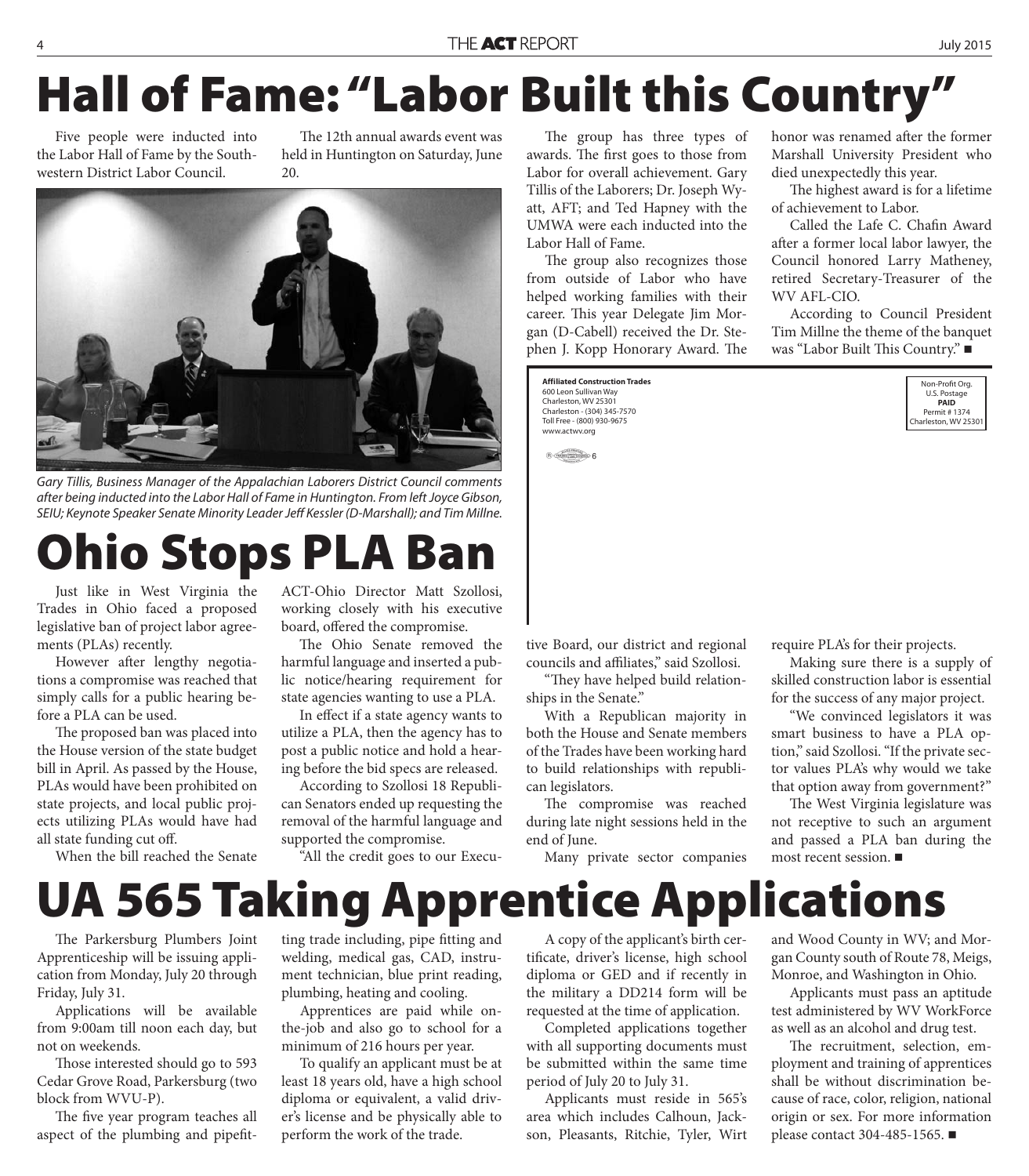# Hall of Fame: "Labor Built this Country"

Five people were inducted into the Labor Hall of Fame by the Southwestern District Labor Council.

The 12th annual awards event was held in Huntington on Saturday, June 20.

*Gary Tillis, Business Manager of the Appalachian Laborers District Council comments after being inducted into the Labor Hall of Fame in Huntington. From left Joyce Gibson, SEIU; Keynote Speaker Senate Minority Leader Jeff Kessler (D-Marshall); and Tim Millne.*

The group has three types of awards. The first goes to those from Labor for overall achievement. Gary Tillis of the Laborers; Dr. Joseph Wyatt, AFT; and Ted Hapney with the UMWA were each inducted into the Labor Hall of Fame.

The group also recognizes those from outside of Labor who have helped working families with their career. This year Delegate Jim Morgan (D-Cabell) received the Dr. Stephen J. Kopp Honorary Award. The honor was renamed after the former Marshall University President who died unexpectedly this year.

The highest award is for a lifetime of achievement to Labor.

Called the Lafe C. Chafin Award after a former local labor lawyer, the Council honored Larry Matheney, retired Secretary-Treasurer of the WV AFL-CIO.

According to Council President Tim Millne the theme of the banquet was "Labor Built This Country." ■

**Affiliated Construction Trades**
600 Leon Sullivan Way
Charleston, WV 25301
Charleston - (304) 345-7570
Toll Free - (800) 930-9675
www.actwv.org

Non-Profit Org.
U.S. Postage
**PAID**
Permit # 1374
Charleston, WV 25301

# Ohio Stops PLA Ban

Just like in West Virginia the Trades in Ohio faced a proposed legislative ban of project labor agreements (PLAs) recently.

However after lengthy negotiations a compromise was reached that simply calls for a public hearing before a PLA can be used.

The proposed ban was placed into the House version of the state budget bill in April. As passed by the House, PLAs would have been prohibited on state projects, and local public projects utilizing PLAs would have had all state funding cut off.

When the bill reached the Senate ACT-Ohio Director Matt Szollosi, working closely with his executive board, offered the compromise.

The Ohio Senate removed the harmful language and inserted a public notice/hearing requirement for state agencies wanting to use a PLA.

In effect if a state agency wants to utilize a PLA, then the agency has to post a public notice and hold a hearing before the bid specs are released.

According to Szollosi 18 Republican Senators ended up requesting the removal of the harmful language and supported the compromise.

"All the credit goes to our Executive Board, our district and regional councils and affiliates," said Szollosi.

"They have helped build relationships in the Senate."

With a Republican majority in both the House and Senate members of the Trades have been working hard to build relationships with republican legislators.

The compromise was reached during late night sessions held in the end of June.

Many private sector companies require PLA's for their projects.

Making sure there is a supply of skilled construction labor is essential for the success of any major project.

"We convinced legislators it was smart business to have a PLA option," said Szollosi. "If the private sector values PLA's why would we take that option away from government?"

The West Virginia legislature was not receptive to such an argument and passed a PLA ban during the most recent session. ■

# UA 565 Taking Apprentice Applications

The Parkersburg Plumbers Joint Apprenticeship will be issuing application from Monday, July 20 through Friday, July 31.

Applications will be available from 9:00am till noon each day, but not on weekends.

Those interested should go to 593 Cedar Grove Road, Parkersburg (two block from WVU-P).

The five year program teaches all aspect of the plumbing and pipefitting trade including, pipe fitting and welding, medical gas, CAD, instrument technician, blue print reading, plumbing, heating and cooling.

Apprentices are paid while on-the-job and also go to school for a minimum of 216 hours per year.

To qualify an applicant must be at least 18 years old, have a high school diploma or equivalent, a valid driver's license and be physically able to perform the work of the trade.

A copy of the applicant's birth certificate, driver's license, high school diploma or GED and if recently in the military a DD214 form will be requested at the time of application.

Completed applications together with all supporting documents must be submitted within the same time period of July 20 to July 31.

Applicants must reside in 565's area which includes Calhoun, Jackson, Pleasants, Ritchie, Tyler, Wirt and Wood County in WV; and Morgan County south of Route 78, Meigs, Monroe, and Washington in Ohio.

Applicants must pass an aptitude test administered by WV WorkForce as well as an alcohol and drug test.

The recruitment, selection, employment and training of apprentices shall be without discrimination because of race, color, religion, national origin or sex. For more information please contact 304-485-1565. ■